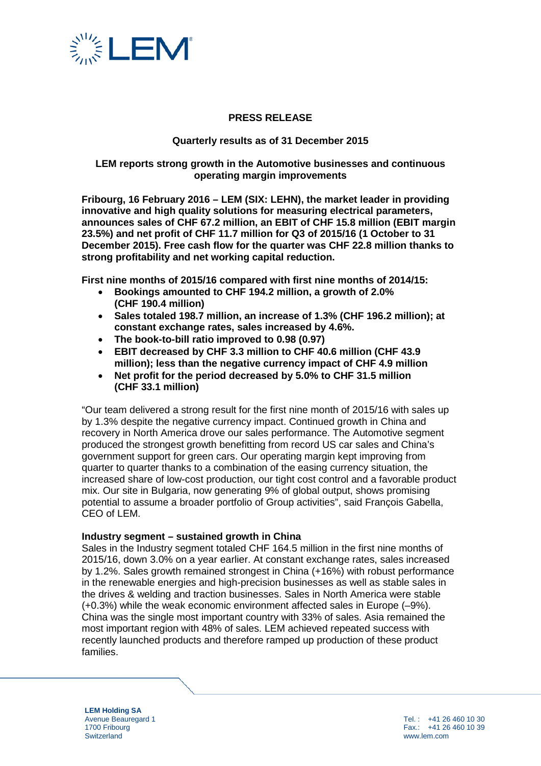**PRESS RELEASE**

**Quarterly results as of 31 December 2015**

# LEM reports strong growth in the Automotive businesses and continuous operating margin improvements

**Fribourg, 16 February 2016 – LEM (SIX: LEHN), the market leader in providing innovative and high quality solutions for measuring electrical parameters, announces sales of CHF 67.2 million, an EBIT of CHF 15.8 million (EBIT margin 23.5%) and net profit of CHF 11.7 million for Q3 of 2015/16 (1 October to 31 December 2015). Free cash flow for the quarter was CHF 22.8 million thanks to strong profitability and net working capital reduction.**

**First nine months of 2015/16 compared with first nine months of 2014/15:**

- **Bookings amounted to CHF 194.2 million, a growth of 2.0% (CHF 190.4 million)**
- **Sales totaled 198.7 million, an increase of 1.3% (CHF 196.2 million); at constant exchange rates, sales increased by 4.6%.**
- **The book-to-bill ratio improved to 0.98 (0.97)**
- **EBIT decreased by CHF 3.3 million to CHF 40.6 million (CHF 43.9 million); less than the negative currency impact of CHF 4.9 million**
- **Net profit for the period decreased by 5.0% to CHF 31.5 million (CHF 33.1 million)**

"Our team delivered a strong result for the first nine month of 2015/16 with sales up by 1.3% despite the negative currency impact. Continued growth in China and recovery in North America drove our sales performance. The Automotive segment produced the strongest growth benefitting from record US car sales and China's government support for green cars. Our operating margin kept improving from quarter to quarter thanks to a combination of the easing currency situation, the increased share of low-cost production, our tight cost control and a favorable product mix. Our site in Bulgaria, now generating 9% of global output, shows promising potential to assume a broader portfolio of Group activities", said François Gabella, CEO of LEM.

**Industry segment – sustained growth in China**

Sales in the Industry segment totaled CHF 164.5 million in the first nine months of 2015/16, down 3.0% on a year earlier. At constant exchange rates, sales increased by 1.2%. Sales growth remained strongest in China (+16%) with robust performance in the renewable energies and high-precision businesses as well as stable sales in the drives & welding and traction businesses. Sales in North America were stable (+0.3%) while the weak economic environment affected sales in Europe (–9%). China was the single most important country with 33% of sales. Asia remained the most important region with 48% of sales. LEM achieved repeated success with recently launched products and therefore ramped up production of these product families.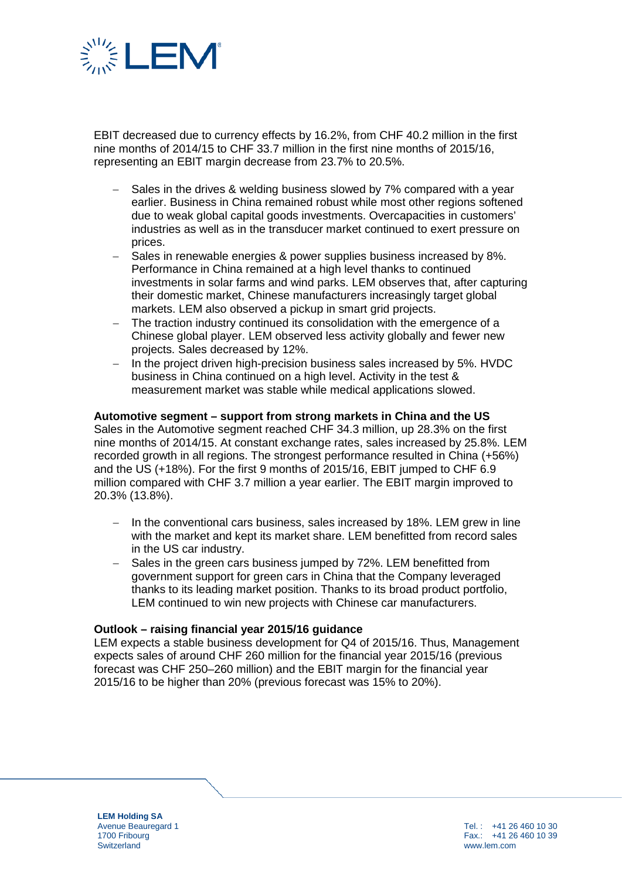EBIT decreased due to currency effects by 16.2%, from CHF 40.2 million in the first nine months of 2014/15 to CHF 33.7 million in the first nine months of 2015/16, representing an EBIT margin decrease from 23.7% to 20.5%.

- Sales in the drives & welding business slowed by 7% compared with a year earlier. Business in China remained robust while most other regions softened due to weak global capital goods investments. Overcapacities in customers' industries as well as in the transducer market continued to exert pressure on prices.
- Sales in renewable energies & power supplies business increased by 8%. Performance in China remained at a high level thanks to continued investments in solar farms and wind parks. LEM observes that, after capturing their domestic market, Chinese manufacturers increasingly target global markets. LEM also observed a pickup in smart grid projects.
- The traction industry continued its consolidation with the emergence of a Chinese global player. LEM observed less activity globally and fewer new projects. Sales decreased by 12%.
- In the project driven high-precision business sales increased by 5%. HVDC business in China continued on a high level. Activity in the test & measurement market was stable while medical applications slowed.

**Automotive segment – support from strong markets in China and the US**
Sales in the Automotive segment reached CHF 34.3 million, up 28.3% on the first nine months of 2014/15. At constant exchange rates, sales increased by 25.8%. LEM recorded growth in all regions. The strongest performance resulted in China (+56%) and the US (+18%). For the first 9 months of 2015/16, EBIT jumped to CHF 6.9 million compared with CHF 3.7 million a year earlier. The EBIT margin improved to 20.3% (13.8%).

- In the conventional cars business, sales increased by 18%. LEM grew in line with the market and kept its market share. LEM benefitted from record sales in the US car industry.
- Sales in the green cars business jumped by 72%. LEM benefitted from government support for green cars in China that the Company leveraged thanks to its leading market position. Thanks to its broad product portfolio, LEM continued to win new projects with Chinese car manufacturers.

**Outlook – raising financial year 2015/16 guidance**
LEM expects a stable business development for Q4 of 2015/16. Thus, Management expects sales of around CHF 260 million for the financial year 2015/16 (previous forecast was CHF 250–260 million) and the EBIT margin for the financial year 2015/16 to be higher than 20% (previous forecast was 15% to 20%).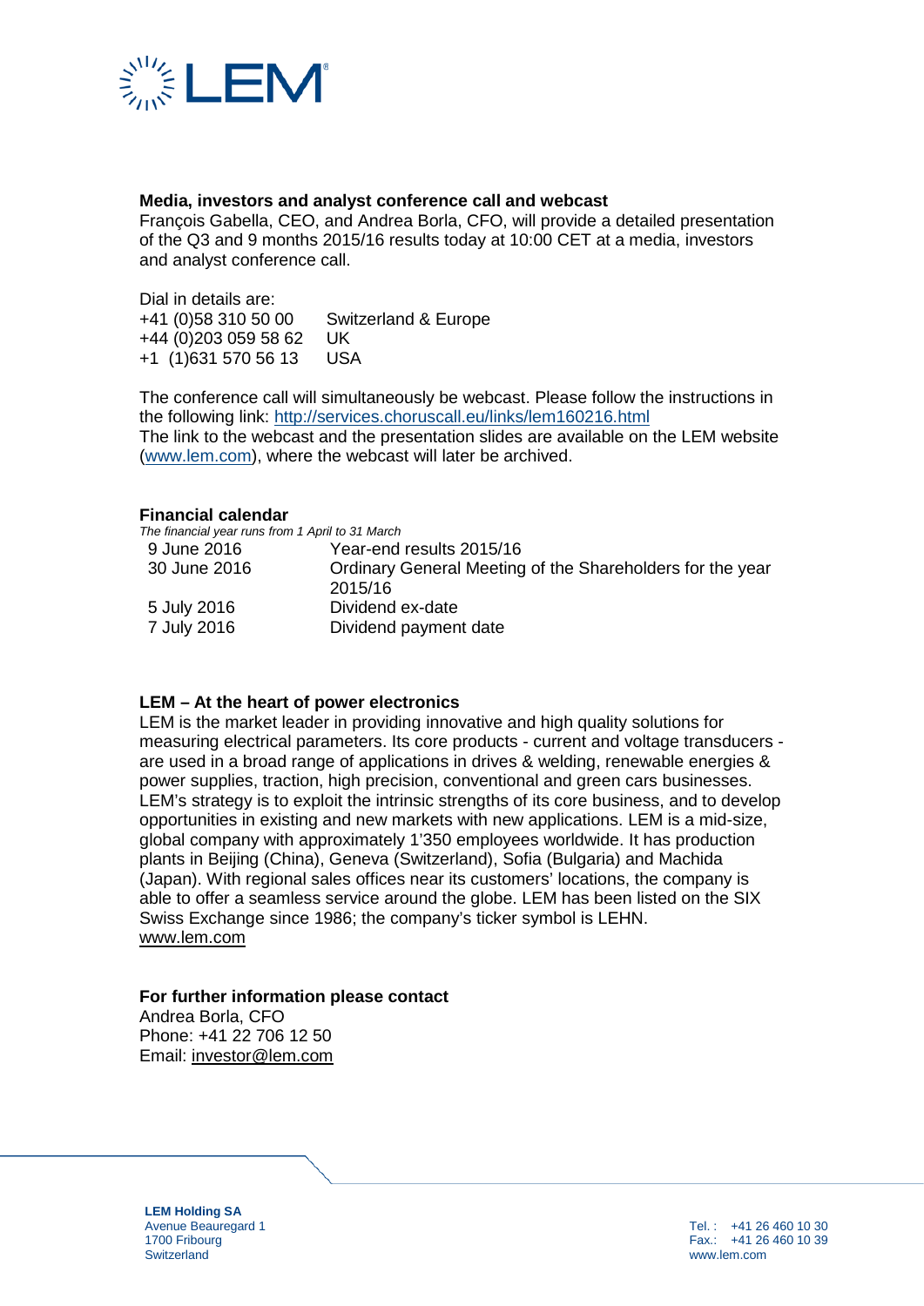**Media, investors and analyst conference call and webcast**
François Gabella, CEO, and Andrea Borla, CFO, will provide a detailed presentation of the Q3 and 9 months 2015/16 results today at 10:00 CET at a media, investors and analyst conference call.

Dial in details are:

| | |
|---|---|
| +41 (0)58 310 50 00 | Switzerland & Europe |
| +44 (0)203 059 58 62 | UK |
| +1 (1)631 570 56 13 | USA |

The conference call will simultaneously be webcast. Please follow the instructions in the following link: http://services.choruscall.eu/links/lem160216.html
The link to the webcast and the presentation slides are available on the LEM website (www.lem.com), where the webcast will later be archived.

**Financial calendar**
*The financial year runs from 1 April to 31 March*

| | |
|---|---|
| 9 June 2016 | Year-end results 2015/16 |
| 30 June 2016 | Ordinary General Meeting of the Shareholders for the year 2015/16 |
| 5 July 2016 | Dividend ex-date |
| 7 July 2016 | Dividend payment date |

**LEM – At the heart of power electronics**
LEM is the market leader in providing innovative and high quality solutions for measuring electrical parameters. Its core products - current and voltage transducers - are used in a broad range of applications in drives & welding, renewable energies & power supplies, traction, high precision, conventional and green cars businesses. LEM's strategy is to exploit the intrinsic strengths of its core business, and to develop opportunities in existing and new markets with new applications. LEM is a mid-size, global company with approximately 1'350 employees worldwide. It has production plants in Beijing (China), Geneva (Switzerland), Sofia (Bulgaria) and Machida (Japan). With regional sales offices near its customers' locations, the company is able to offer a seamless service around the globe. LEM has been listed on the SIX Swiss Exchange since 1986; the company's ticker symbol is LEHN.
www.lem.com

**For further information please contact**
Andrea Borla, CFO
Phone: +41 22 706 12 50
Email: investor@lem.com

**LEM Holding SA**
Avenue Beauregard 1
1700 Fribourg
Switzerland

Tel.: +41 26 460 10 30
Fax.: +41 26 460 10 39
www.lem.com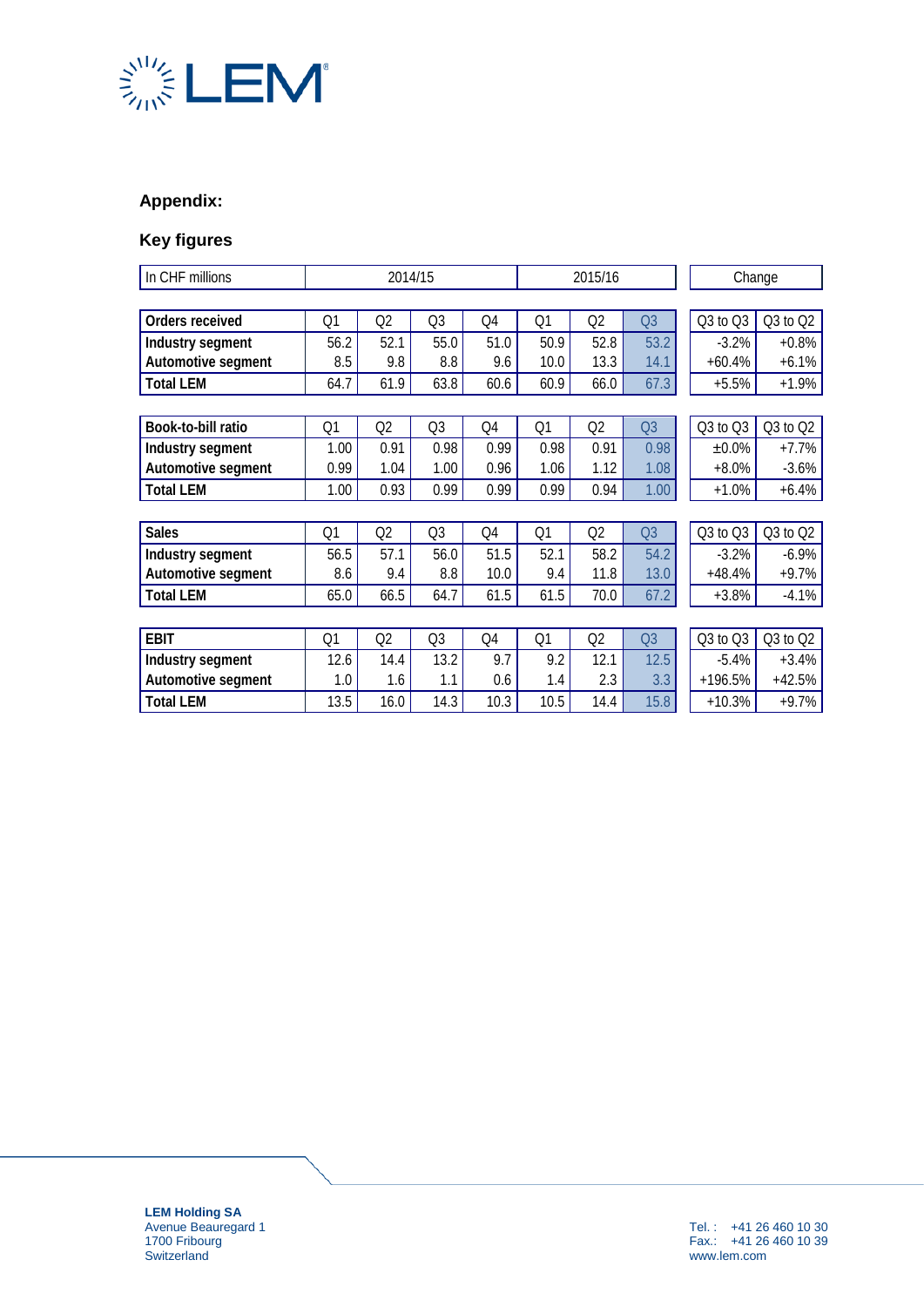## Appendix:

### Key figures

| In CHF millions | 2014/15 | | | | 2015/16 | | | Change | |
|---|---|---|---|---|---|---|---|---|---|
| **Orders received** | Q1 | Q2 | Q3 | Q4 | Q1 | Q2 | Q3 | Q3 to Q3 | Q3 to Q2 |
| **Industry segment** | 56.2 | 52.1 | 55.0 | 51.0 | 50.9 | 52.8 | 53.2 | -3.2% | +0.8% |
| **Automotive segment** | 8.5 | 9.8 | 8.8 | 9.6 | 10.0 | 13.3 | 14.1 | +60.4% | +6.1% |
| **Total LEM** | 64.7 | 61.9 | 63.8 | 60.6 | 60.9 | 66.0 | 67.3 | +5.5% | +1.9% |
| **Book-to-bill ratio** | Q1 | Q2 | Q3 | Q4 | Q1 | Q2 | Q3 | Q3 to Q3 | Q3 to Q2 |
| **Industry segment** | 1.00 | 0.91 | 0.98 | 0.99 | 0.98 | 0.91 | 0.98 | ±0.0% | +7.7% |
| **Automotive segment** | 0.99 | 1.04 | 1.00 | 0.96 | 1.06 | 1.12 | 1.08 | +8.0% | -3.6% |
| **Total LEM** | 1.00 | 0.93 | 0.99 | 0.99 | 0.99 | 0.94 | 1.00 | +1.0% | +6.4% |
| **Sales** | Q1 | Q2 | Q3 | Q4 | Q1 | Q2 | Q3 | Q3 to Q3 | Q3 to Q2 |
| **Industry segment** | 56.5 | 57.1 | 56.0 | 51.5 | 52.1 | 58.2 | 54.2 | -3.2% | -6.9% |
| **Automotive segment** | 8.6 | 9.4 | 8.8 | 10.0 | 9.4 | 11.8 | 13.0 | +48.4% | +9.7% |
| **Total LEM** | 65.0 | 66.5 | 64.7 | 61.5 | 61.5 | 70.0 | 67.2 | +3.8% | -4.1% |
| **EBIT** | Q1 | Q2 | Q3 | Q4 | Q1 | Q2 | Q3 | Q3 to Q3 | Q3 to Q2 |
| **Industry segment** | 12.6 | 14.4 | 13.2 | 9.7 | 9.2 | 12.1 | 12.5 | -5.4% | +3.4% |
| **Automotive segment** | 1.0 | 1.6 | 1.1 | 0.6 | 1.4 | 2.3 | 3.3 | +196.5% | +42.5% |
| **Total LEM** | 13.5 | 16.0 | 14.3 | 10.3 | 10.5 | 14.4 | 15.8 | +10.3% | +9.7% |

**LEM Holding SA**
Avenue Beauregard 1
1700 Fribourg
Switzerland

Tel. : +41 26 460 10 30
Fax.: +41 26 460 10 39
www.lem.com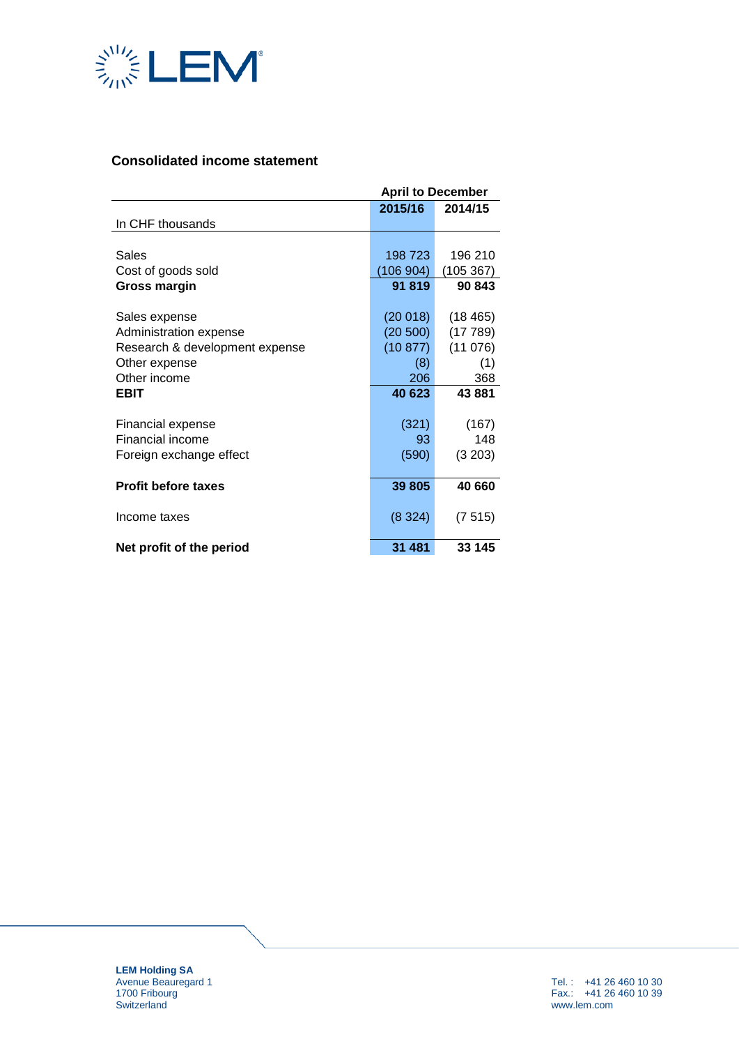## Consolidated income statement

| In CHF thousands | April to December 2015/16 | 2014/15 |
|---|---|---|
| Sales | 198 723 | 196 210 |
| Cost of goods sold | (106 904) | (105 367) |
| **Gross margin** | **91 819** | **90 843** |
| Sales expense | (20 018) | (18 465) |
| Administration expense | (20 500) | (17 789) |
| Research & development expense | (10 877) | (11 076) |
| Other expense | (8) | (1) |
| Other income | 206 | 368 |
| **EBIT** | **40 623** | **43 881** |
| Financial expense | (321) | (167) |
| Financial income | 93 | 148 |
| Foreign exchange effect | (590) | (3 203) |
| **Profit before taxes** | **39 805** | **40 660** |
| Income taxes | (8 324) | (7 515) |
| **Net profit of the period** | **31 481** | **33 145** |

**LEM Holding SA**
Avenue Beauregard 1
1700 Fribourg
Switzerland

Tel. : +41 26 460 10 30
Fax.: +41 26 460 10 39
www.lem.com